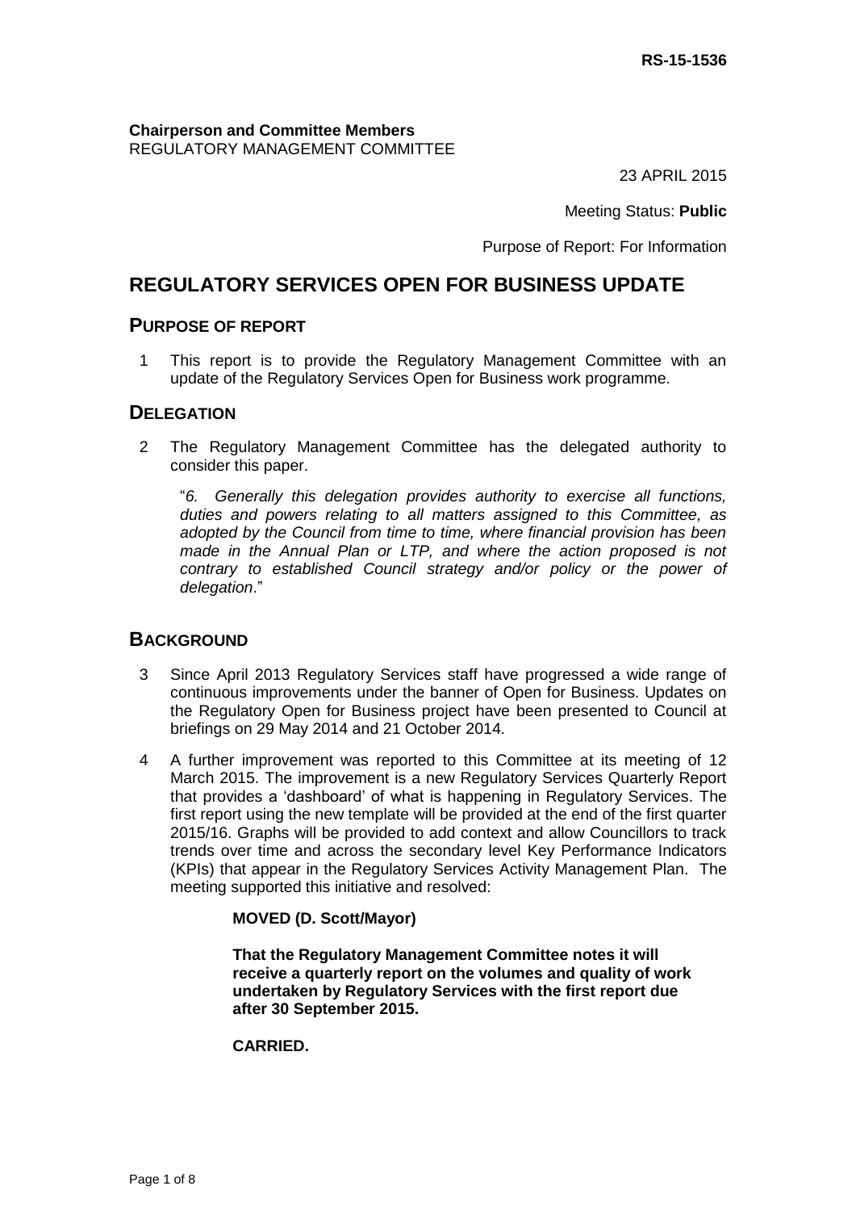RS-15-1536

**Chairperson and Committee Members**
REGULATORY MANAGEMENT COMMITTEE

23 APRIL 2015

Meeting Status: **Public**

Purpose of Report: For Information

# REGULATORY SERVICES OPEN FOR BUSINESS UPDATE

## PURPOSE OF REPORT

1 This report is to provide the Regulatory Management Committee with an update of the Regulatory Services Open for Business work programme.

## DELEGATION

2 The Regulatory Management Committee has the delegated authority to consider this paper.

"*6. Generally this delegation provides authority to exercise all functions, duties and powers relating to all matters assigned to this Committee, as adopted by the Council from time to time, where financial provision has been made in the Annual Plan or LTP, and where the action proposed is not contrary to established Council strategy and/or policy or the power of delegation*."

## BACKGROUND

3 Since April 2013 Regulatory Services staff have progressed a wide range of continuous improvements under the banner of Open for Business. Updates on the Regulatory Open for Business project have been presented to Council at briefings on 29 May 2014 and 21 October 2014.

4 A further improvement was reported to this Committee at its meeting of 12 March 2015. The improvement is a new Regulatory Services Quarterly Report that provides a 'dashboard' of what is happening in Regulatory Services. The first report using the new template will be provided at the end of the first quarter 2015/16. Graphs will be provided to add context and allow Councillors to track trends over time and across the secondary level Key Performance Indicators (KPIs) that appear in the Regulatory Services Activity Management Plan. The meeting supported this initiative and resolved:

**MOVED (D. Scott/Mayor)**

**That the Regulatory Management Committee notes it will receive a quarterly report on the volumes and quality of work undertaken by Regulatory Services with the first report due after 30 September 2015.**

**CARRIED.**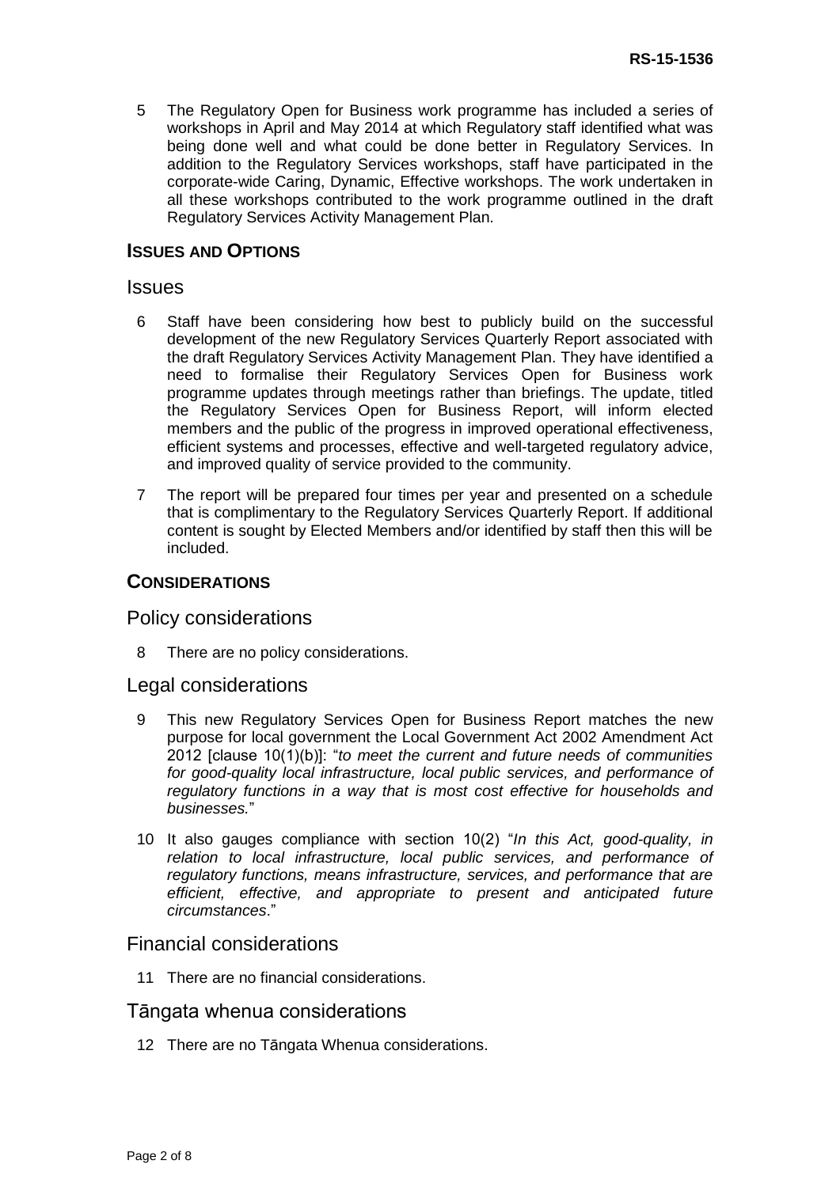5 The Regulatory Open for Business work programme has included a series of workshops in April and May 2014 at which Regulatory staff identified what was being done well and what could be done better in Regulatory Services. In addition to the Regulatory Services workshops, staff have participated in the corporate-wide Caring, Dynamic, Effective workshops. The work undertaken in all these workshops contributed to the work programme outlined in the draft Regulatory Services Activity Management Plan.

## ISSUES AND OPTIONS

### Issues

6 Staff have been considering how best to publicly build on the successful development of the new Regulatory Services Quarterly Report associated with the draft Regulatory Services Activity Management Plan. They have identified a need to formalise their Regulatory Services Open for Business work programme updates through meetings rather than briefings. The update, titled the Regulatory Services Open for Business Report, will inform elected members and the public of the progress in improved operational effectiveness, efficient systems and processes, effective and well-targeted regulatory advice, and improved quality of service provided to the community.

7 The report will be prepared four times per year and presented on a schedule that is complimentary to the Regulatory Services Quarterly Report. If additional content is sought by Elected Members and/or identified by staff then this will be included.

## CONSIDERATIONS

### Policy considerations

8 There are no policy considerations.

### Legal considerations

9 This new Regulatory Services Open for Business Report matches the new purpose for local government the Local Government Act 2002 Amendment Act 2012 [clause 10(1)(b)]: "*to meet the current and future needs of communities for good-quality local infrastructure, local public services, and performance of regulatory functions in a way that is most cost effective for households and businesses.*"

10 It also gauges compliance with section 10(2) "*In this Act, good-quality, in relation to local infrastructure, local public services, and performance of regulatory functions, means infrastructure, services, and performance that are efficient, effective, and appropriate to present and anticipated future circumstances*."

### Financial considerations

11 There are no financial considerations.

### Tāngata whenua considerations

12 There are no Tāngata Whenua considerations.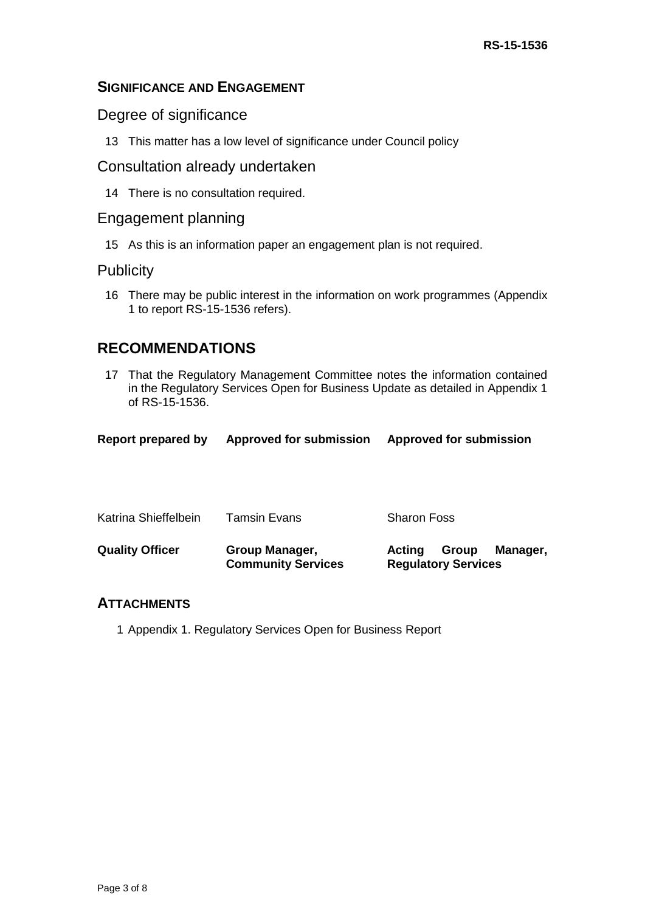## SIGNIFICANCE AND ENGAGEMENT

### Degree of significance

13 This matter has a low level of significance under Council policy

### Consultation already undertaken

14 There is no consultation required.

### Engagement planning

15 As this is an information paper an engagement plan is not required.

### Publicity

16 There may be public interest in the information on work programmes (Appendix 1 to report RS-15-1536 refers).

## RECOMMENDATIONS

17 That the Regulatory Management Committee notes the information contained in the Regulatory Services Open for Business Update as detailed in Appendix 1 of RS-15-1536.

| Report prepared by | Approved for submission | Approved for submission |
|---|---|---|
| Katrina Shieffelbein | Tamsin Evans | Sharon Foss |
| **Quality Officer** | **Group Manager, Community Services** | **Acting Group Manager, Regulatory Services** |

## ATTACHMENTS

1 Appendix 1. Regulatory Services Open for Business Report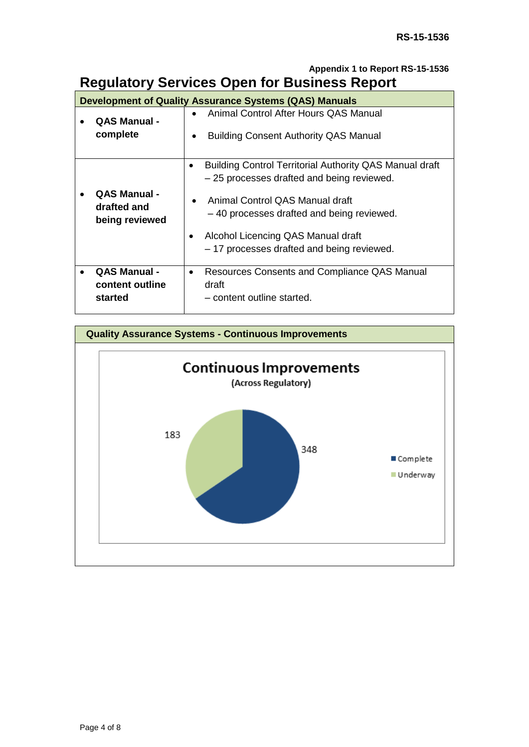Appendix 1 to Report RS-15-1536

# Regulatory Services Open for Business Report

| Development of Quality Assurance Systems (QAS) Manuals | |
|---|---|
| • **QAS Manual - complete** | • Animal Control After Hours QAS Manual<br>• Building Consent Authority QAS Manual |
| • **QAS Manual - drafted and being reviewed** | • Building Control Territorial Authority QAS Manual draft – 25 processes drafted and being reviewed.<br>• Animal Control QAS Manual draft – 40 processes drafted and being reviewed.<br>• Alcohol Licencing QAS Manual draft – 17 processes drafted and being reviewed. |
| • **QAS Manual - content outline started** | • Resources Consents and Compliance QAS Manual draft – content outline started. |

**Quality Assurance Systems - Continuous Improvements**

**Continuous Improvements**
(Across Regulatory)

| Status | Count |
|---|---|
| Complete | 348 |
| Underway | 183 |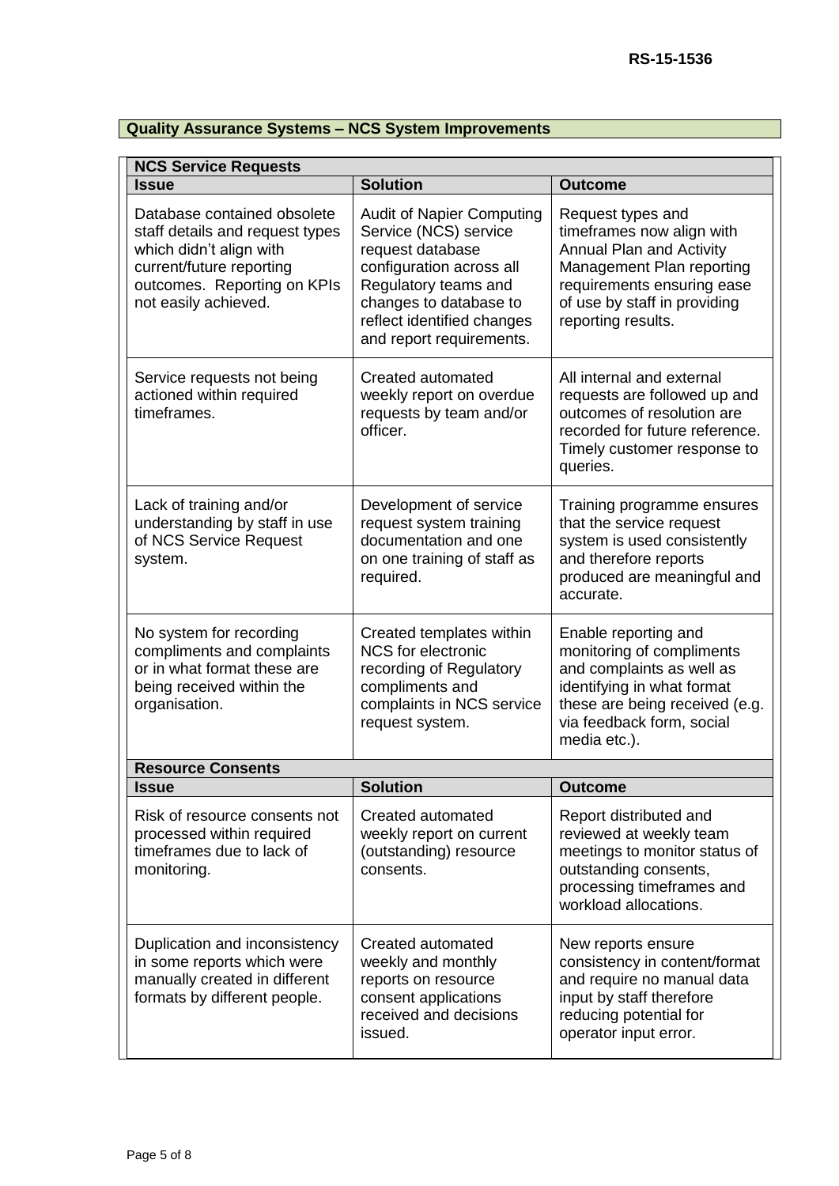## Quality Assurance Systems – NCS System Improvements

| NCS Service Requests | | |
|---|---|---|
| **Issue** | **Solution** | **Outcome** |
| Database contained obsolete staff details and request types which didn't align with current/future reporting outcomes. Reporting on KPIs not easily achieved. | Audit of Napier Computing Service (NCS) service request database configuration across all Regulatory teams and changes to database to reflect identified changes and report requirements. | Request types and timeframes now align with Annual Plan and Activity Management Plan reporting requirements ensuring ease of use by staff in providing reporting results. |
| Service requests not being actioned within required timeframes. | Created automated weekly report on overdue requests by team and/or officer. | All internal and external requests are followed up and outcomes of resolution are recorded for future reference. Timely customer response to queries. |
| Lack of training and/or understanding by staff in use of NCS Service Request system. | Development of service request system training documentation and one on one training of staff as required. | Training programme ensures that the service request system is used consistently and therefore reports produced are meaningful and accurate. |
| No system for recording compliments and complaints or in what format these are being received within the organisation. | Created templates within NCS for electronic recording of Regulatory compliments and complaints in NCS service request system. | Enable reporting and monitoring of compliments and complaints as well as identifying in what format these are being received (e.g. via feedback form, social media etc.). |
| **Resource Consents** | | |
| **Issue** | **Solution** | **Outcome** |
| Risk of resource consents not processed within required timeframes due to lack of monitoring. | Created automated weekly report on current (outstanding) resource consents. | Report distributed and reviewed at weekly team meetings to monitor status of outstanding consents, processing timeframes and workload allocations. |
| Duplication and inconsistency in some reports which were manually created in different formats by different people. | Created automated weekly and monthly reports on resource consent applications received and decisions issued. | New reports ensure consistency in content/format and require no manual data input by staff therefore reducing potential for operator input error. |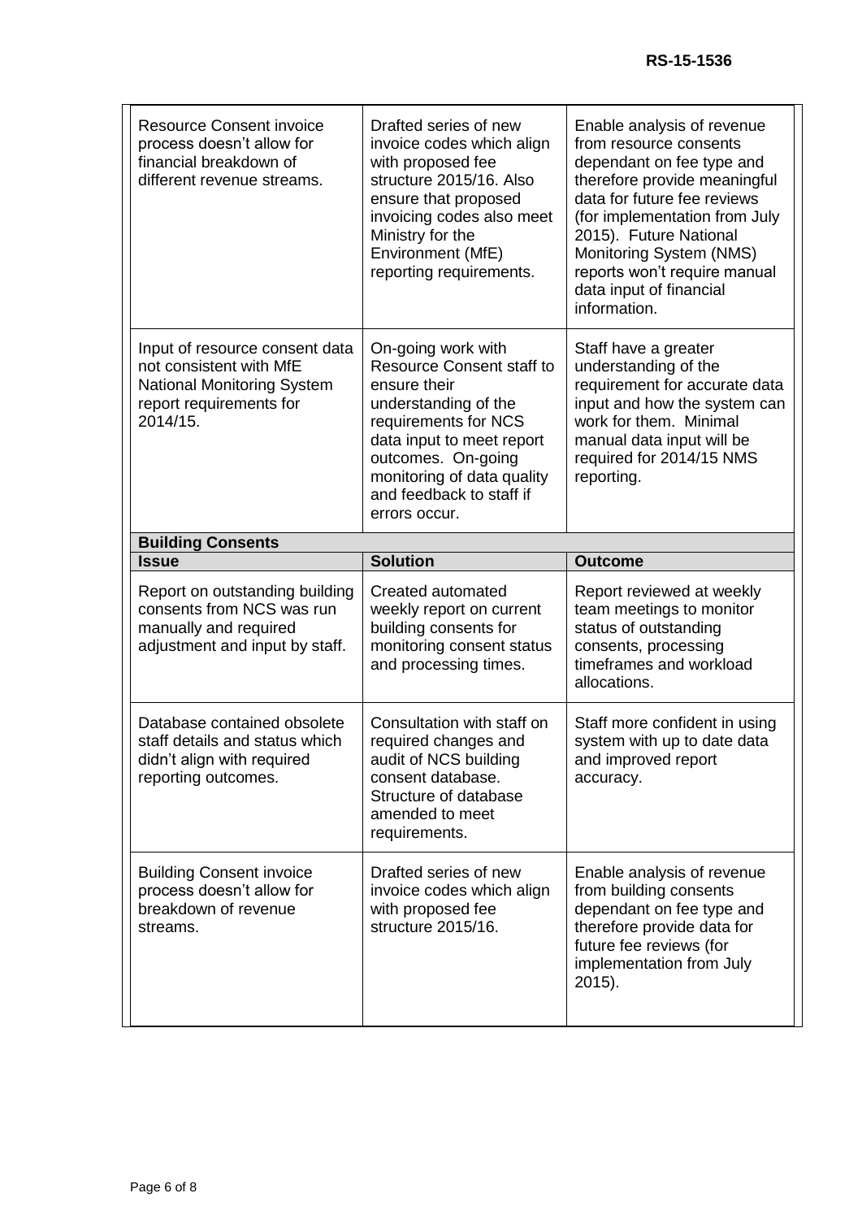| | | |
|---|---|---|
| Resource Consent invoice process doesn't allow for financial breakdown of different revenue streams. | Drafted series of new invoice codes which align with proposed fee structure 2015/16. Also ensure that proposed invoicing codes also meet Ministry for the Environment (MfE) reporting requirements. | Enable analysis of revenue from resource consents dependant on fee type and therefore provide meaningful data for future fee reviews (for implementation from July 2015). Future National Monitoring System (NMS) reports won't require manual data input of financial information. |
| Input of resource consent data not consistent with MfE National Monitoring System report requirements for 2014/15. | On-going work with Resource Consent staff to ensure their understanding of the requirements for NCS data input to meet report outcomes. On-going monitoring of data quality and feedback to staff if errors occur. | Staff have a greater understanding of the requirement for accurate data input and how the system can work for them. Minimal manual data input will be required for 2014/15 NMS reporting. |

**Building Consents**

| **Issue** | **Solution** | **Outcome** |
|---|---|---|
| Report on outstanding building consents from NCS was run manually and required adjustment and input by staff. | Created automated weekly report on current building consents for monitoring consent status and processing times. | Report reviewed at weekly team meetings to monitor status of outstanding consents, processing timeframes and workload allocations. |
| Database contained obsolete staff details and status which didn't align with required reporting outcomes. | Consultation with staff on required changes and audit of NCS building consent database. Structure of database amended to meet requirements. | Staff more confident in using system with up to date data and improved report accuracy. |
| Building Consent invoice process doesn't allow for breakdown of revenue streams. | Drafted series of new invoice codes which align with proposed fee structure 2015/16. | Enable analysis of revenue from building consents dependant on fee type and therefore provide data for future fee reviews (for implementation from July 2015). |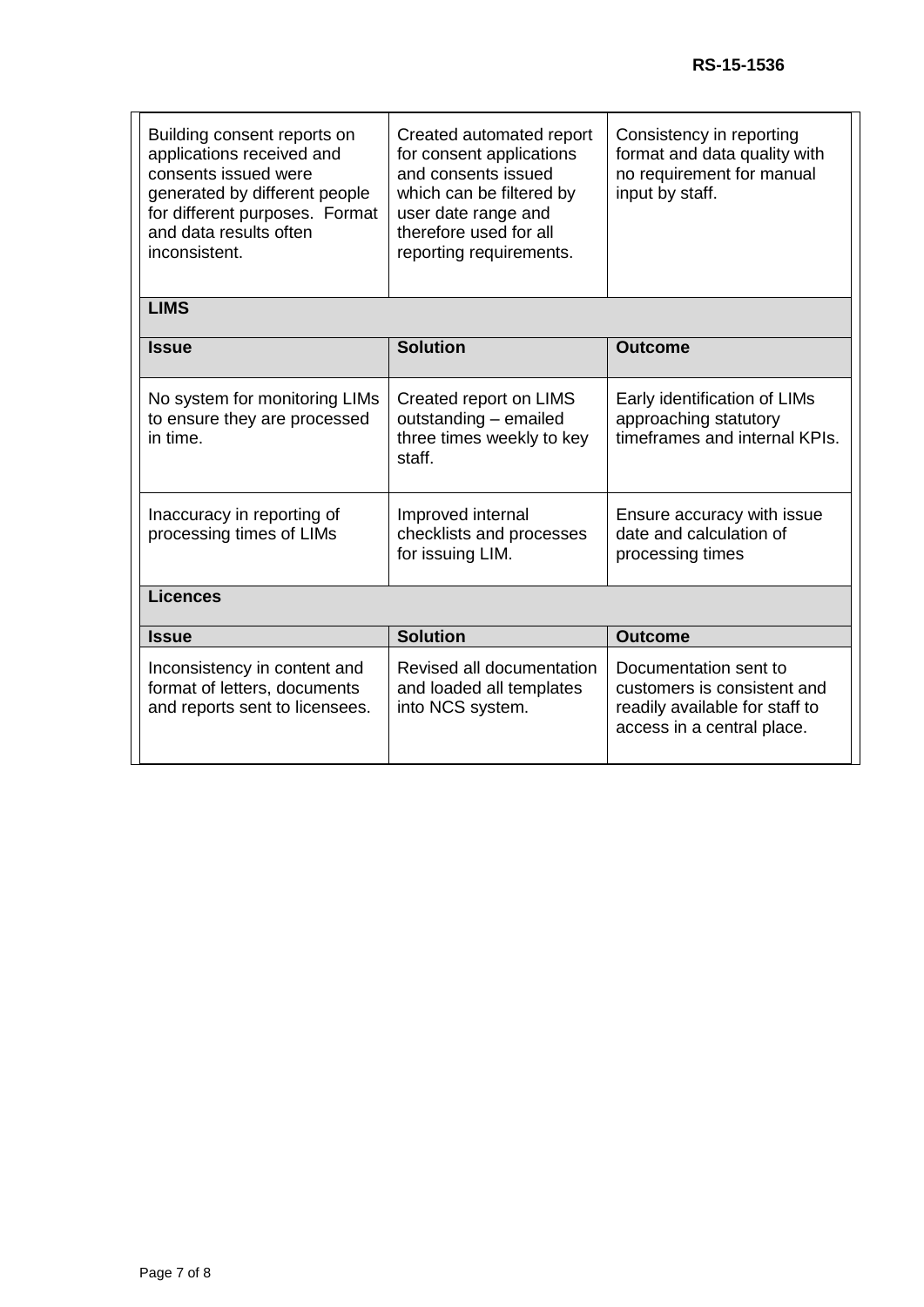| | | |
|---|---|---|
| Building consent reports on applications received and consents issued were generated by different people for different purposes. Format and data results often inconsistent. | Created automated report for consent applications and consents issued which can be filtered by user date range and therefore used for all reporting requirements. | Consistency in reporting format and data quality with no requirement for manual input by staff. |
| **LIMS** | | |
| **Issue** | **Solution** | **Outcome** |
| No system for monitoring LIMs to ensure they are processed in time. | Created report on LIMS outstanding – emailed three times weekly to key staff. | Early identification of LIMs approaching statutory timeframes and internal KPIs. |
| Inaccuracy in reporting of processing times of LIMs | Improved internal checklists and processes for issuing LIM. | Ensure accuracy with issue date and calculation of processing times |
| **Licences** | | |
| **Issue** | **Solution** | **Outcome** |
| Inconsistency in content and format of letters, documents and reports sent to licensees. | Revised all documentation and loaded all templates into NCS system. | Documentation sent to customers is consistent and readily available for staff to access in a central place. |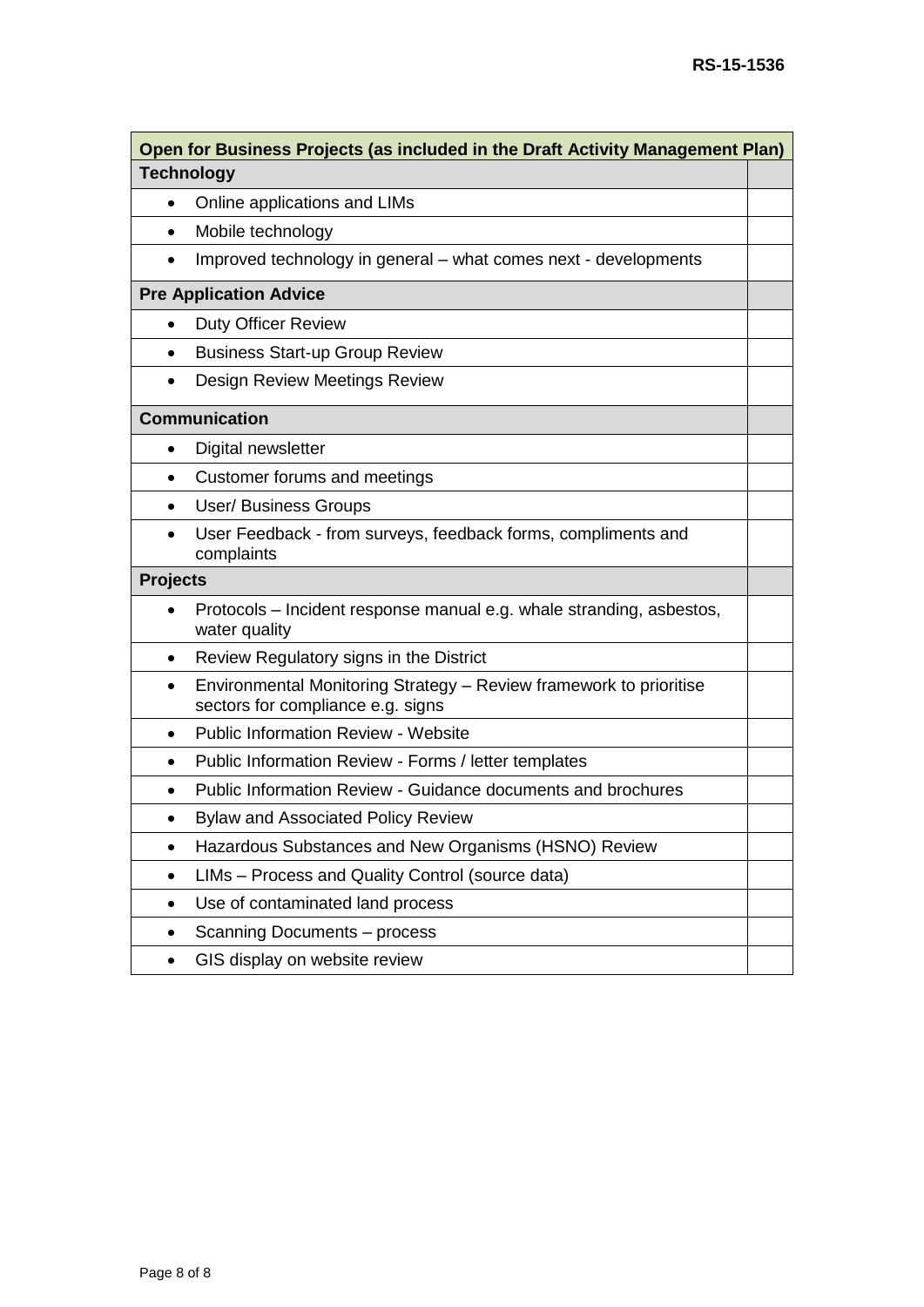| Open for Business Projects (as included in the Draft Activity Management Plan) | |
|---|---|
| **Technology** | |
| • Online applications and LIMs | |
| • Mobile technology | |
| • Improved technology in general – what comes next - developments | |
| **Pre Application Advice** | |
| • Duty Officer Review | |
| • Business Start-up Group Review | |
| • Design Review Meetings Review | |
| **Communication** | |
| • Digital newsletter | |
| • Customer forums and meetings | |
| • User/ Business Groups | |
| • User Feedback - from surveys, feedback forms, compliments and complaints | |
| **Projects** | |
| • Protocols – Incident response manual e.g. whale stranding, asbestos, water quality | |
| • Review Regulatory signs in the District | |
| • Environmental Monitoring Strategy – Review framework to prioritise sectors for compliance e.g. signs | |
| • Public Information Review - Website | |
| • Public Information Review - Forms / letter templates | |
| • Public Information Review - Guidance documents and brochures | |
| • Bylaw and Associated Policy Review | |
| • Hazardous Substances and New Organisms (HSNO) Review | |
| • LIMs – Process and Quality Control (source data) | |
| • Use of contaminated land process | |
| • Scanning Documents – process | |
| • GIS display on website review | |